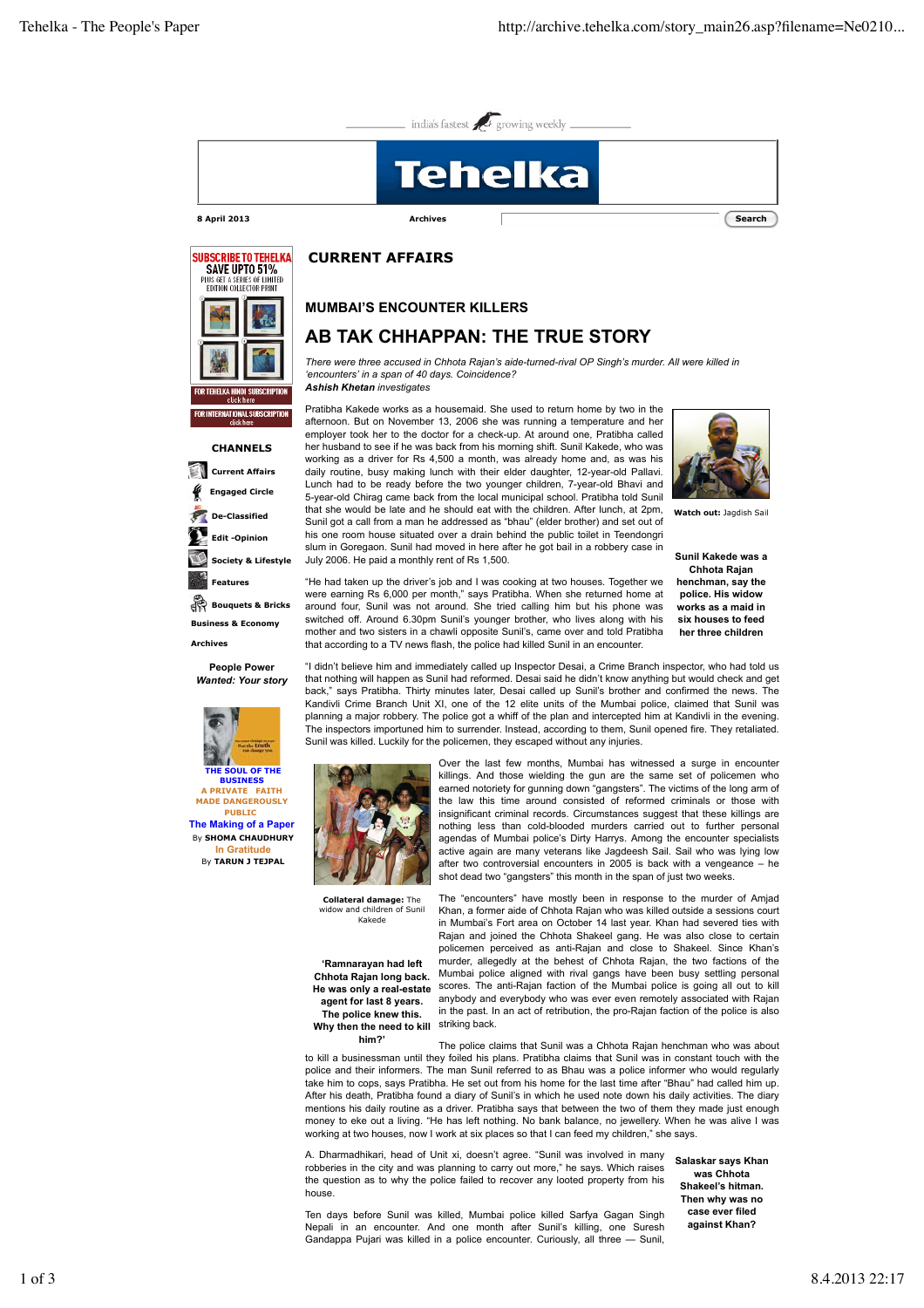## CURRENT AFFAIRS

### MUMBAI'S ENCOUNTER KILLERS

# AB TAK CHHAPPAN: THE TRUE STORY

*There were three accused in Chhota Rajan's aide-turned-rival OP Singh's murder. All were killed in 'encounters' in a span of 40 days. Coincidence?*
***Ashish Khetan** investigates*

Pratibha Kakede works as a housemaid. She used to return home by two in the afternoon. But on November 13, 2006 she was running a temperature and her employer took her to the doctor for a check-up. At around one, Pratibha called her husband to see if he was back from his morning shift. Sunil Kakede, who was working as a driver for Rs 4,500 a month, was already home and, as was his daily routine, was busy making lunch with their elder daughter, 12-year-old Pallavi. Lunch had to be ready before the two younger children, 7-year-old Bhavi and 5-year-old Chirag came back from the local municipal school. Pratibha told Sunil that she would be late and he should eat with the children. After lunch, at 2pm, Sunil got a call from a man he addressed as "bhau" (elder brother) and set out of his one room house situated over a drain behind the public toilet in Teendongri slum in Goregaon. Sunil had moved in here after he got bail in a robbery case in July 2006. He paid a monthly rent of Rs 1,500.

**Watch out:** Jagdish Sail

**Sunil Kakede was a Chhota Rajan henchman, say the police. His widow works as a maid in six houses to feed her three children**

"He had taken up the driver's job and I was cooking at two houses. Together we were earning Rs 6,000 per month," says Pratibha. When she returned home at around four, Sunil was not around. She tried calling him but his phone was switched off. Around 6.30pm Sunil's younger brother, who lives along with his mother and two sisters in a chawli opposite Sunil's, came over and told Pratibha that according to a TV news flash, the police had killed Sunil in an encounter.

"I didn't believe him and immediately called up Inspector Desai, a Crime Branch inspector, who had told us that nothing will happen as Sunil had reformed. Desai said he didn't know anything but would check and get back," says Pratibha. Thirty minutes later, Desai called up Sunil's brother and confirmed the news. The Kandivli Crime Branch Unit XI, one of the 12 elite units of the Mumbai police, claimed that Sunil was planning a major robbery. The police got a whiff of the plan and intercepted him at Kandivli in the evening. The inspectors importuned him to surrender. Instead, according to them, Sunil opened fire. They retaliated. Sunil was killed. Luckily for the policemen, they escaped without any injuries.

**Collateral damage:** The widow and children of Sunil Kakede

Over the last few months, Mumbai has witnessed a surge in encounter killings. And those wielding the gun are the same set of policemen who earned notoriety for gunning down "gangsters". The victims of the long arm of the law this time around consisted of reformed criminals or those with insignificant criminal records. Circumstances suggest that these killings are nothing less than cold-blooded murders carried out to further personal agendas of Mumbai police's Dirty Harrys. Among the encounter specialists active again are many veterans like Jagdeesh Sail. Sail who was lying low after two controversial encounters in 2005 is back with a vengeance – he shot dead two "gangsters" this month in the span of just two weeks.

The "encounters" have mostly been in response to the murder of Amjad Khan, a former aide of Chhota Rajan who was killed outside a sessions court in Mumbai's Fort area on October 14 last year. Khan had severed ties with Rajan and joined the Chhota Shakeel gang. He was also close to certain policemen perceived as anti-Rajan and close to Shakeel. Since Khan's murder, allegedly at the behest of Chhota Rajan, the two factions of the Mumbai police aligned with rival gangs have been busy settling personal scores. The anti-Rajan faction of the Mumbai police is going all out to kill anybody and everybody who was ever even remotely associated with Rajan in the past. In an act of retribution, the pro-Rajan faction of the police is also striking back.

**'Ramnarayan had left Chhota Rajan long back. He was only a real-estate agent for last 8 years. The police knew this. Why then the need to kill him?'**

The police claims that Sunil was a Chhota Rajan henchman who was about to kill a businessman until they foiled his plans. Pratibha claims that Sunil was in constant touch with the police and their informers. The man Sunil referred to as Bhau was a police informer who would regularly take him to cops, says Pratibha. He set out from his home for the last time after "Bhau" had called him up. After his death, Pratibha found a diary of Sunil's in which he used note down his daily activities. The diary mentions his daily routine as a driver. Pratibha says that between the two of them they made just enough money to eke out a living. "He has left nothing. No bank balance, no jewellery. When he was alive I was working at two houses, now I work at six places so that I can feed my children," she says.

A. Dharmadhikari, head of Unit xi, doesn't agree. "Sunil was involved in many robberies in the city and was planning to carry out more," he says. Which raises the question as to why the police failed to recover any looted property from his house.

**Salaskar says Khan was Chhota Shakeel's hitman. Then why was no case ever filed against Khan?**

Ten days before Sunil was killed, Mumbai police killed Sarfya Gagan Singh Nepali in an encounter. And one month after Sunil's killing, one Suresh Gandappa Pujari was killed in a police encounter. Curiously, all three — Sunil,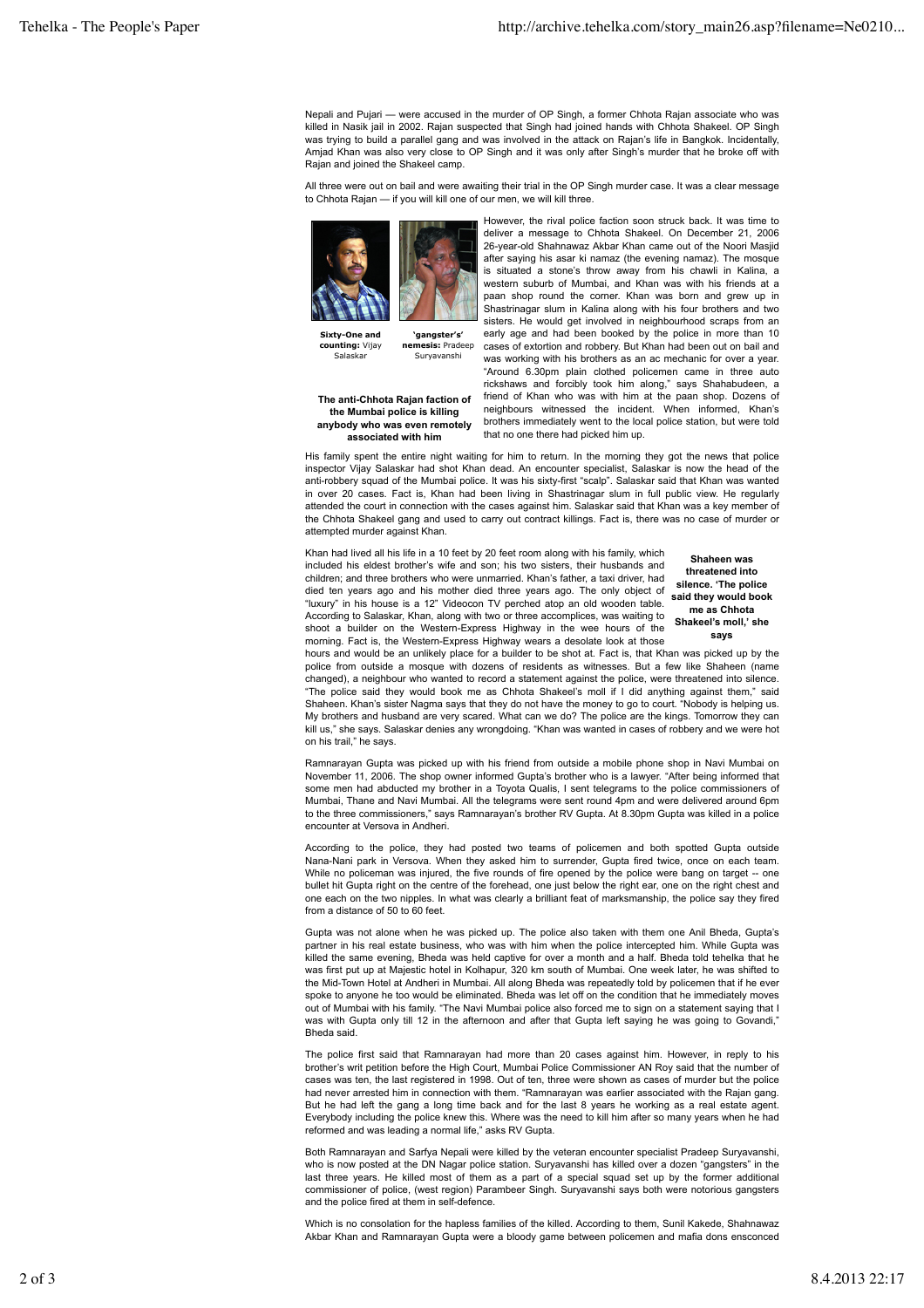Nepali and Pujari — were accused in the murder of OP Singh, a former Chhota Rajan associate who was killed in Nasik jail in 2002. Rajan suspected that Singh had joined hands with Chhota Shakeel. OP Singh was trying to build a parallel gang and was involved in the attack on Rajan's life in Bangkok. Incidentally, Amjad Khan was also very close to OP Singh and it was only after Singh's murder that he broke off with Rajan and joined the Shakeel camp.

All three were out on bail and were awaiting their trial in the OP Singh murder case. It was a clear message to Chhota Rajan — if you will kill one of our men, we will kill three.

**Sixty-One and counting:** Vijay Salaskar

**'gangster's' nemesis:** Pradeep Suryavanshi

**The anti-Chhota Rajan faction of the Mumbai police is killing anybody who was even remotely associated with him**

However, the rival police faction soon struck back. It was time to deliver a message to Chhota Shakeel. On December 21, 2006 26-year-old Shahnawaz Akbar Khan came out of the Noori Masjid after saying his asar ki namaz (the evening namaz). The mosque is situated a stone's throw away from his chawli in Kalina, a western suburb of Mumbai, and Khan was with his friends at a paan shop round the corner. Khan was born and grew up in Shastrinagar slum in Kalina along with his four brothers and two sisters. He would get involved in neighbourhood scraps from an early age and had been booked by the police in more than 10 cases of extortion and robbery. But Khan had been out on bail and was working with his brothers as an ac mechanic for over a year. "Around 6.30pm plain clothed policemen came in three auto rickshaws and forcibly took him along," says Shahabudeen, a friend of Khan who was with him at the paan shop. Dozens of neighbours witnessed the incident. When informed, Khan's brothers immediately went to the local police station, but were told that no one there had picked him up.

His family spent the entire night waiting for him to return. In the morning they got the news that police inspector Vijay Salaskar had shot Khan dead. An encounter specialist, Salaskar is now the head of the anti-robbery squad of the Mumbai police. It was his sixty-first "scalp". Salaskar said that Khan was wanted in over 20 cases. Fact is, Khan had been living in Shastrinagar slum in full public view. He regularly attended the court in connection with the cases against him. Salaskar said that Khan was a key member of the Chhota Shakeel gang and used to carry out contract killings. Fact is, there was no case of murder or attempted murder against Khan.

**Shaheen was threatened into silence. 'The police said they would book me as Chhota Shakeel's moll,' she says**

Khan had lived all his life in a 10 feet by 20 feet room along with his family, which included his eldest brother's wife and son; his two sisters, their husbands and children; and three brothers who were unmarried. Khan's father, a taxi driver, had died ten years ago and his mother died three years ago. The only object of "luxury" in his house is a 12" Videocon TV perched atop an old wooden table. According to Salaskar, Khan, along with two or three accomplices, was waiting to shoot a builder on the Western-Express Highway in the wee hours of the morning. Fact is, the Western-Express Highway wears a desolate look at those hours and would be an unlikely place for a builder to be shot at. Fact is, that Khan was picked up by the police from outside a mosque with dozens of residents as witnesses. But a few like Shaheen (name changed), a neighbour who wanted to record a statement against the police, were threatened into silence. "The police said they would book me as Chhota Shakeel's moll if I did anything against them," said Shaheen. Khan's sister Nagma says that they do not have the money to go to court. "Nobody is helping us. My brothers and husband are very scared. What can we do? The police are the kings. Tomorrow they can kill us," she says. Salaskar denies any wrongdoing. "Khan was wanted in cases of robbery and we were hot on his trail," he says.

Ramnarayan Gupta was picked up with his friend from outside a mobile phone shop in Navi Mumbai on November 11, 2006. The shop owner informed Gupta's brother who is a lawyer. "After being informed that some men had abducted my brother in a Toyota Qualis, I sent telegrams to the police commissioners of Mumbai, Thane and Navi Mumbai. All the telegrams were sent round 4pm and were delivered around 6pm to the three commissioners," says Ramnarayan's brother RV Gupta. At 8.30pm Gupta was killed in a police encounter at Versova in Andheri.

According to the police, they had posted two teams of policemen and both spotted Gupta outside Nana-Nani park in Versova. When they asked him to surrender, Gupta fired twice, once on each team. While no policeman was injured, the five rounds of fire opened by the police were bang on target -- one bullet hit Gupta right on the centre of the forehead, one just below the right ear, one on the right chest and one each on the two nipples. In what was clearly a brilliant feat of marksmanship, the police say they fired from a distance of 50 to 60 feet.

Gupta was not alone when he was picked up. The police also taken with them one Anil Bheda, Gupta's partner in his real estate business, who was with him when the police intercepted him. While Gupta was killed the same evening, Bheda was held captive for over a month and a half. Bheda told tehelka that he was first put up at Majestic hotel in Kolhapur, 320 km south of Mumbai. One week later, he was shifted to the Mid-Town Hotel at Andheri in Mumbai. All along Bheda was repeatedly told by policemen that if he ever spoke to anyone he too would be eliminated. Bheda was let off on the condition that he immediately moves out of Mumbai with his family. "The Navi Mumbai police also forced me to sign on a statement saying that I was with Gupta only till 12 in the afternoon and after that Gupta left saying he was going to Govandi," Bheda said.

The police first said that Ramnarayan had more than 20 cases against him. However, in reply to his brother's writ petition before the High Court, Mumbai Police Commissioner AN Roy said that the number of cases was ten, the last registered in 1998. Out of ten, three were shown as cases of murder but the police had never arrested him in connection with them. "Ramnarayan was earlier associated with the Rajan gang. But he had left the gang a long time back and for the last 8 years he working as a real estate agent. Everybody including the police knew this. Where was the need to kill him after so many years when he had reformed and was leading a normal life," asks RV Gupta.

Both Ramnarayan and Sarfya Nepali were killed by the veteran encounter specialist Pradeep Suryavanshi, who is now posted at the DN Nagar police station. Suryavanshi has killed over a dozen "gangsters" in the last three years. He killed most of them as a part of a special squad set up by the former additional commissioner of police, (west region) Parambeer Singh. Suryavanshi says both were notorious gangsters and the police fired at them in self-defence.

Which is no consolation for the hapless families of the killed. According to them, Sunil Kakede, Shahnawaz Akbar Khan and Ramnarayan Gupta were a bloody game between policemen and mafia dons ensconced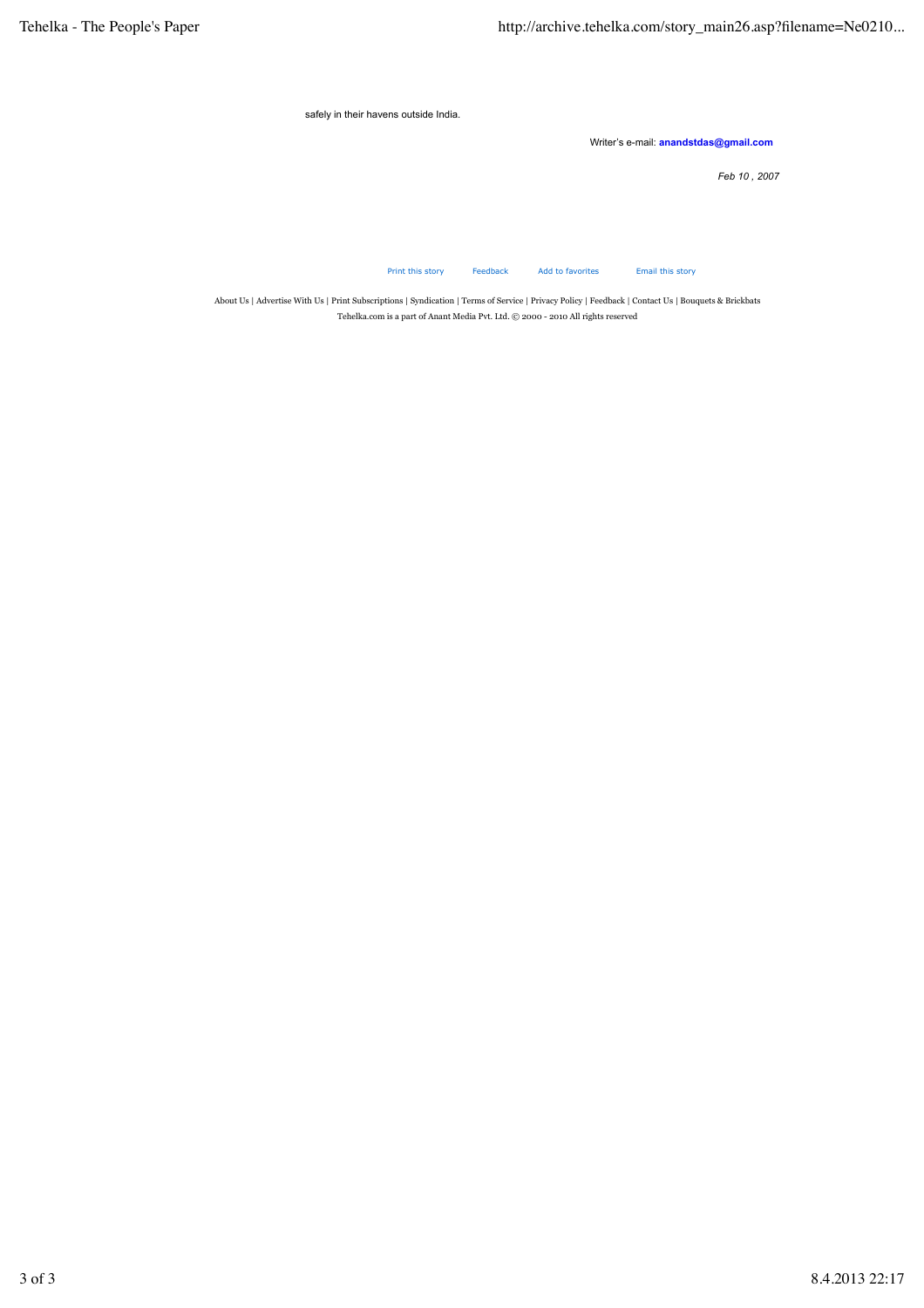safely in their havens outside India.

Writer's e-mail: **anandstdas@gmail.com**

*Feb 10 , 2007*

Print this story Feedback Add to favorites Email this story

About Us | Advertise With Us | Print Subscriptions | Syndication | Terms of Service | Privacy Policy | Feedback | Contact Us | Bouquets & Brickbats

Tehelka.com is a part of Anant Media Pvt. Ltd. © 2000 - 2010 All rights reserved